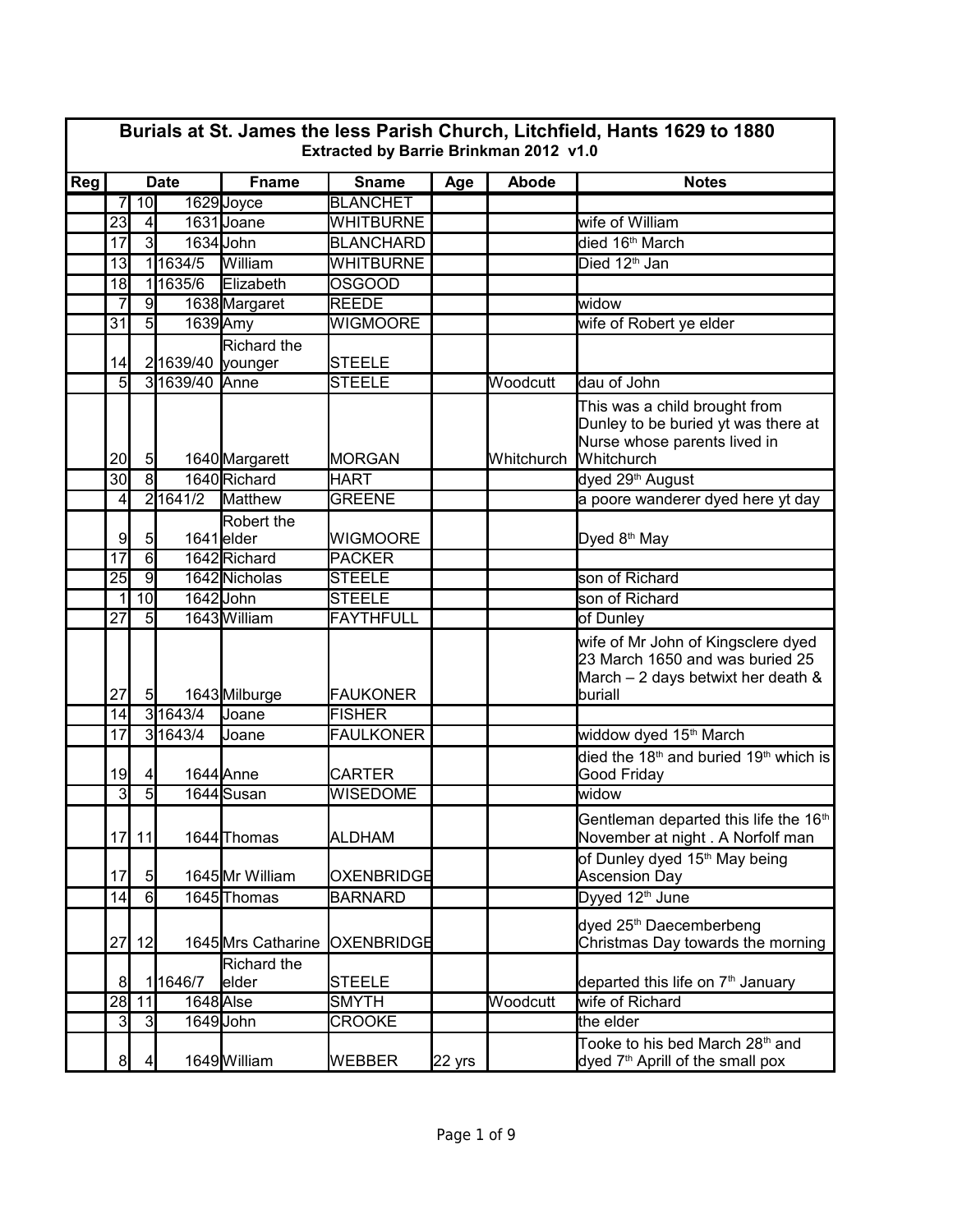# Burials at St. James the less Parish Church, Litchfield, Hants 1629 to 1880

**Extracted by Barrie Brinkman 2012 v1.0**

| Reg | Date | | | Fname | Sname | Age | Abode | Notes |
|---|---|---|---|---|---|---|---|---|
| | 7 | 10 | 1629 | Joyce | BLANCHET | | | |
| | 23 | 4 | 1631 | Joane | WHITBURNE | | | wife of William |
| | 17 | 3 | 1634 | John | BLANCHARD | | | died 16th March |
| | 13 | 1 | 1634/5 | William | WHITBURNE | | | Died 12th Jan |
| | 18 | 1 | 1635/6 | Elizabeth | OSGOOD | | | |
| | 7 | 9 | 1638 | Margaret | REEDE | | | widow |
| | 31 | 5 | 1639 | Amy | WIGMOORE | | | wife of Robert ye elder |
| | 14 | 2 | 1639/40 | Richard the younger | STEELE | | | |
| | 5 | 3 | 1639/40 | Anne | STEELE | | Woodcutt | dau of John |
| | 20 | 5 | 1640 | Margarett | MORGAN | | Whitchurch | This was a child brought from Dunley to be buried yt was there at Nurse whose parents lived in Whitchurch |
| | 30 | 8 | 1640 | Richard | HART | | | dyed 29th August |
| | 4 | 2 | 1641/2 | Matthew | GREENE | | | a poore wanderer dyed here yt day |
| | 9 | 5 | 1641 | Robert the elder | WIGMOORE | | | Dyed 8th May |
| | 17 | 6 | 1642 | Richard | PACKER | | | |
| | 25 | 9 | 1642 | Nicholas | STEELE | | | son of Richard |
| | 1 | 10 | 1642 | John | STEELE | | | son of Richard |
| | 27 | 5 | 1643 | William | FAYTHFULL | | | of Dunley |
| | 27 | 5 | 1643 | Milburge | FAUKONER | | | wife of Mr John of Kingsclere dyed 23 March 1650 and was buried 25 March – 2 days betwixt her death & buriall |
| | 14 | 3 | 1643/4 | Joane | FISHER | | | |
| | 17 | 3 | 1643/4 | Joane | FAULKONER | | | widdow dyed 15th March |
| | 19 | 4 | 1644 | Anne | CARTER | | | died the 18th and buried 19th which is Good Friday |
| | 3 | 5 | 1644 | Susan | WISEDOME | | | widow |
| | 17 | 11 | 1644 | Thomas | ALDHAM | | | Gentleman departed this life the 16th November at night . A Norfolf man |
| | 17 | 5 | 1645 | Mr William | OXENBRIDGE | | | of Dunley dyed 15th May being Ascension Day |
| | 14 | 6 | 1645 | Thomas | BARNARD | | | Dyyed 12th June |
| | 27 | 12 | 1645 | Mrs Catharine | OXENBRIDGE | | | dyed 25th Daecemberbeng Christmas Day towards the morning |
| | 8 | 1 | 1646/7 | Richard the elder | STEELE | | | departed this life on 7th January |
| | 28 | 11 | 1648 | Alse | SMYTH | | Woodcutt | wife of Richard |
| | 3 | 3 | 1649 | John | CROOKE | | | the elder |
| | 8 | 4 | 1649 | William | WEBBER | 22 yrs | | Tooke to his bed March 28th and dyed 7th Aprill of the small pox |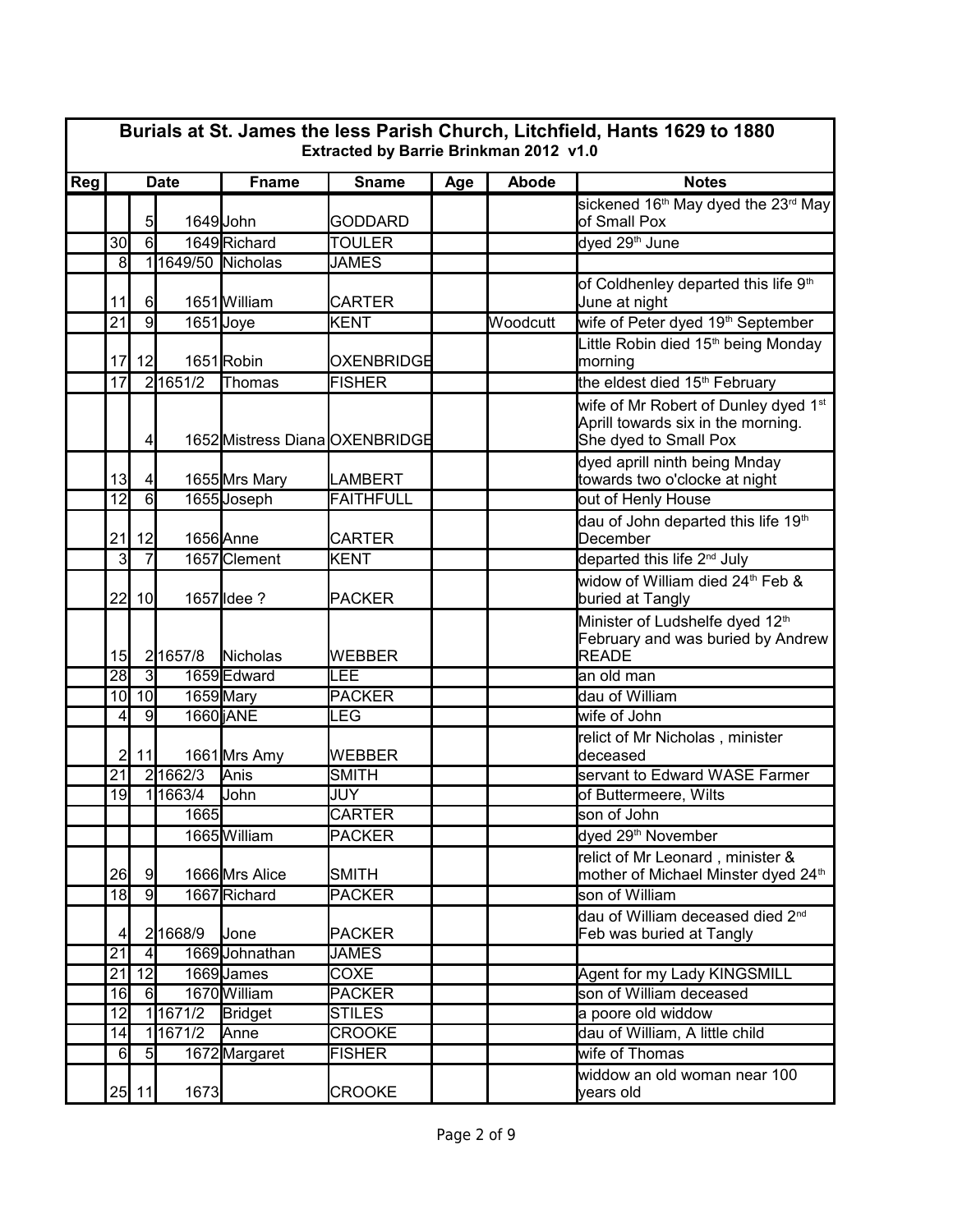| Burials at St. James the less Parish Church, Litchfield, Hants 1629 to 1880 | | | | | | | | |
|---|---|---|---|---|---|---|---|---|
| Extracted by Barrie Brinkman 2012 v1.0 | | | | | | | | |
| Reg | Date | | | Fname | Sname | Age | Abode | Notes |
| | | 5 | 1649 | John | GODDARD | | | sickened 16th May dyed the 23rd May of Small Pox |
| | 30 | 6 | 1649 | Richard | TOULER | | | dyed 29th June |
| | 8 | 1 | 1649/50 | Nicholas | JAMES | | | |
| | 11 | 6 | 1651 | William | CARTER | | | of Coldhenley departed this life 9th June at night |
| | 21 | 9 | 1651 | Joye | KENT | | Woodcutt | wife of Peter dyed 19th September |
| | 17 | 12 | 1651 | Robin | OXENBRIDGE | | | Little Robin died 15th being Monday morning |
| | 17 | 2 | 1651/2 | Thomas | FISHER | | | the eldest died 15th February |
| | | 4 | 1652 | Mistress Diana | OXENBRIDGE | | | wife of Mr Robert of Dunley dyed 1st Aprill towards six in the morning. She dyed to Small Pox |
| | 13 | 4 | 1655 | Mrs Mary | LAMBERT | | | dyed aprill ninth being Mnday towards two o'clocke at night |
| | 12 | 6 | 1655 | Joseph | FAITHFULL | | | out of Henly House |
| | 21 | 12 | 1656 | Anne | CARTER | | | dau of John departed this life 19th December |
| | 3 | 7 | 1657 | Clement | KENT | | | departed this life 2nd July |
| | 22 | 10 | 1657 | Idee ? | PACKER | | | widow of William died 24th Feb & buried at Tangly |
| | 15 | 2 | 1657/8 | Nicholas | WEBBER | | | Minister of Ludshelfe dyed 12th February and was buried by Andrew READE |
| | 28 | 3 | 1659 | Edward | LEE | | | an old man |
| | 10 | 10 | 1659 | Mary | PACKER | | | dau of William |
| | 4 | 9 | 1660 | jANE | LEG | | | wife of John |
| | 2 | 11 | 1661 | Mrs Amy | WEBBER | | | relict of Mr Nicholas , minister deceased |
| | 21 | 2 | 1662/3 | Anis | SMITH | | | servant to Edward WASE Farmer |
| | 19 | 1 | 1663/4 | John | JUY | | | of Buttermeere, Wilts |
| | | | 1665 | | CARTER | | | son of John |
| | | | 1665 | William | PACKER | | | dyed 29th November |
| | 26 | 9 | 1666 | Mrs Alice | SMITH | | | relict of Mr Leonard , minister & mother of Michael Minster dyed 24th |
| | 18 | 9 | 1667 | Richard | PACKER | | | son of William |
| | 4 | 2 | 1668/9 | Jone | PACKER | | | dau of William deceased died 2nd Feb was buried at Tangly |
| | 21 | 4 | 1669 | Johnathan | JAMES | | | |
| | 21 | 12 | 1669 | James | COXE | | | Agent for my Lady KINGSMILL |
| | 16 | 6 | 1670 | William | PACKER | | | son of William deceased |
| | 12 | 1 | 1671/2 | Bridget | STILES | | | a poore old widdow |
| | 14 | 1 | 1671/2 | Anne | CROOKE | | | dau of William, A little child |
| | 6 | 5 | 1672 | Margaret | FISHER | | | wife of Thomas |
| | 25 | 11 | 1673 | | CROOKE | | | widdow an old woman near 100 years old |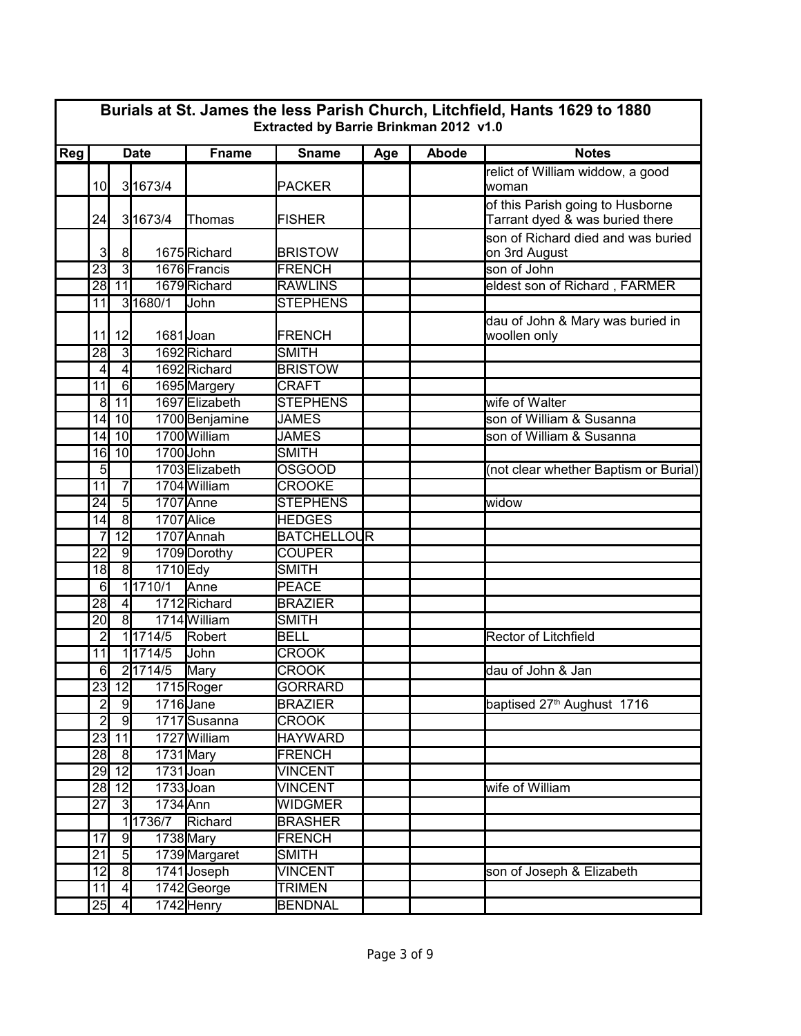# Burials at St. James the less Parish Church, Litchfield, Hants 1629 to 1880

**Extracted by Barrie Brinkman 2012 v1.0**

| Reg | Date | | | Fname | Sname | Age | Abode | Notes |
|---|---|---|---|---|---|---|---|---|
| | 10 | 3 | 1673/4 | | PACKER | | | relict of William widdow, a good woman |
| | 24 | 3 | 1673/4 | Thomas | FISHER | | | of this Parish going to Husborne Tarrant dyed & was buried there |
| | 3 | 8 | 1675 | Richard | BRISTOW | | | son of Richard died and was buried on 3rd August |
| | 23 | 3 | 1676 | Francis | FRENCH | | | son of John |
| | 28 | 11 | 1679 | Richard | RAWLINS | | | eldest son of Richard , FARMER |
| | 11 | 3 | 1680/1 | John | STEPHENS | | | |
| | 11 | 12 | 1681 | Joan | FRENCH | | | dau of John & Mary was buried in woollen only |
| | 28 | 3 | 1692 | Richard | SMITH | | | |
| | 4 | 4 | 1692 | Richard | BRISTOW | | | |
| | 11 | 6 | 1695 | Margery | CRAFT | | | |
| | 8 | 11 | 1697 | Elizabeth | STEPHENS | | | wife of Walter |
| | 14 | 10 | 1700 | Benjamine | JAMES | | | son of William & Susanna |
| | 14 | 10 | 1700 | William | JAMES | | | son of William & Susanna |
| | 16 | 10 | 1700 | John | SMITH | | | |
| | 5 | | 1703 | Elizabeth | OSGOOD | | | (not clear whether Baptism or Burial) |
| | 11 | 7 | 1704 | William | CROOKE | | | |
| | 24 | 5 | 1707 | Anne | STEPHENS | | | widow |
| | 14 | 8 | 1707 | Alice | HEDGES | | | |
| | 7 | 12 | 1707 | Annah | BATCHELLOUR | | | |
| | 22 | 9 | 1709 | Dorothy | COUPER | | | |
| | 18 | 8 | 1710 | Edy | SMITH | | | |
| | 6 | 1 | 1710/1 | Anne | PEACE | | | |
| | 28 | 4 | 1712 | Richard | BRAZIER | | | |
| | 20 | 8 | 1714 | William | SMITH | | | |
| | 2 | 1 | 1714/5 | Robert | BELL | | | Rector of Litchfield |
| | 11 | 1 | 1714/5 | John | CROOK | | | |
| | 6 | 2 | 1714/5 | Mary | CROOK | | | dau of John & Jan |
| | 23 | 12 | 1715 | Roger | GORRARD | | | |
| | 2 | 9 | 1716 | Jane | BRAZIER | | | baptised 27th Aughust 1716 |
| | 2 | 9 | 1717 | Susanna | CROOK | | | |
| | 23 | 11 | 1727 | William | HAYWARD | | | |
| | 28 | 8 | 1731 | Mary | FRENCH | | | |
| | 29 | 12 | 1731 | Joan | VINCENT | | | |
| | 28 | 12 | 1733 | Joan | VINCENT | | | wife of William |
| | 27 | 3 | 1734 | Ann | WIDGMER | | | |
| | | 1 | 1736/7 | Richard | BRASHER | | | |
| | 17 | 9 | 1738 | Mary | FRENCH | | | |
| | 21 | 5 | 1739 | Margaret | SMITH | | | |
| | 12 | 8 | 1741 | Joseph | VINCENT | | | son of Joseph & Elizabeth |
| | 11 | 4 | 1742 | George | TRIMEN | | | |
| | 25 | 4 | 1742 | Henry | BENDNAL | | | |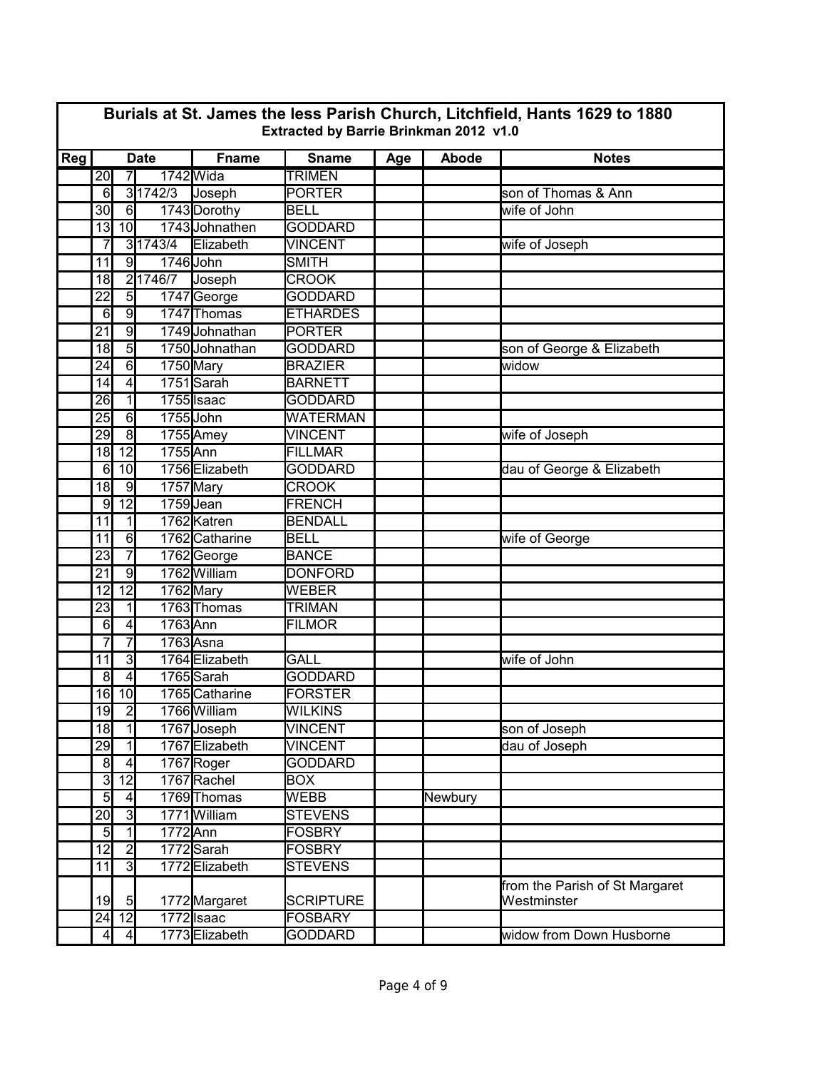# Burials at St. James the less Parish Church, Litchfield, Hants 1629 to 1880

**Extracted by Barrie Brinkman 2012 v1.0**

| Reg | Date | | | Fname | Sname | Age | Abode | Notes |
|---|---|---|---|---|---|---|---|---|
| | 20 | 7 | 1742 | Wida | TRIMEN | | | |
| | 6 | 3 | 1742/3 | Joseph | PORTER | | | son of Thomas & Ann |
| | 30 | 6 | 1743 | Dorothy | BELL | | | wife of John |
| | 13 | 10 | 1743 | Johnathen | GODDARD | | | |
| | 7 | 3 | 1743/4 | Elizabeth | VINCENT | | | wife of Joseph |
| | 11 | 9 | 1746 | John | SMITH | | | |
| | 18 | 2 | 1746/7 | Joseph | CROOK | | | |
| | 22 | 5 | 1747 | George | GODDARD | | | |
| | 6 | 9 | 1747 | Thomas | ETHARDES | | | |
| | 21 | 9 | 1749 | Johnathan | PORTER | | | |
| | 18 | 5 | 1750 | Johnathan | GODDARD | | | son of George & Elizabeth |
| | 24 | 6 | 1750 | Mary | BRAZIER | | | widow |
| | 14 | 4 | 1751 | Sarah | BARNETT | | | |
| | 26 | 1 | 1755 | Isaac | GODDARD | | | |
| | 25 | 6 | 1755 | John | WATERMAN | | | |
| | 29 | 8 | 1755 | Amey | VINCENT | | | wife of Joseph |
| | 18 | 12 | 1755 | Ann | FILLMAR | | | |
| | 6 | 10 | 1756 | Elizabeth | GODDARD | | | dau of George & Elizabeth |
| | 18 | 9 | 1757 | Mary | CROOK | | | |
| | 9 | 12 | 1759 | Jean | FRENCH | | | |
| | 11 | 1 | 1762 | Katren | BENDALL | | | |
| | 11 | 6 | 1762 | Catharine | BELL | | | wife of George |
| | 23 | 7 | 1762 | George | BANCE | | | |
| | 21 | 9 | 1762 | William | DONFORD | | | |
| | 12 | 12 | 1762 | Mary | WEBER | | | |
| | 23 | 1 | 1763 | Thomas | TRIMAN | | | |
| | 6 | 4 | 1763 | Ann | FILMOR | | | |
| | 7 | 7 | 1763 | Asna | | | | |
| | 11 | 3 | 1764 | Elizabeth | GALL | | | wife of John |
| | 8 | 4 | 1765 | Sarah | GODDARD | | | |
| | 16 | 10 | 1765 | Catharine | FORSTER | | | |
| | 19 | 2 | 1766 | William | WILKINS | | | |
| | 18 | 1 | 1767 | Joseph | VINCENT | | | son of Joseph |
| | 29 | 1 | 1767 | Elizabeth | VINCENT | | | dau of Joseph |
| | 8 | 4 | 1767 | Roger | GODDARD | | | |
| | 3 | 12 | 1767 | Rachel | BOX | | | |
| | 5 | 4 | 1769 | Thomas | WEBB | | Newbury | |
| | 20 | 3 | 1771 | William | STEVENS | | | |
| | 5 | 1 | 1772 | Ann | FOSBRY | | | |
| | 12 | 2 | 1772 | Sarah | FOSBRY | | | |
| | 11 | 3 | 1772 | Elizabeth | STEVENS | | | |
| | 19 | 5 | 1772 | Margaret | SCRIPTURE | | | from the Parish of St Margaret Westminster |
| | 24 | 12 | 1772 | Isaac | FOSBARY | | | |
| | 4 | 4 | 1773 | Elizabeth | GODDARD | | | widow from Down Husborne |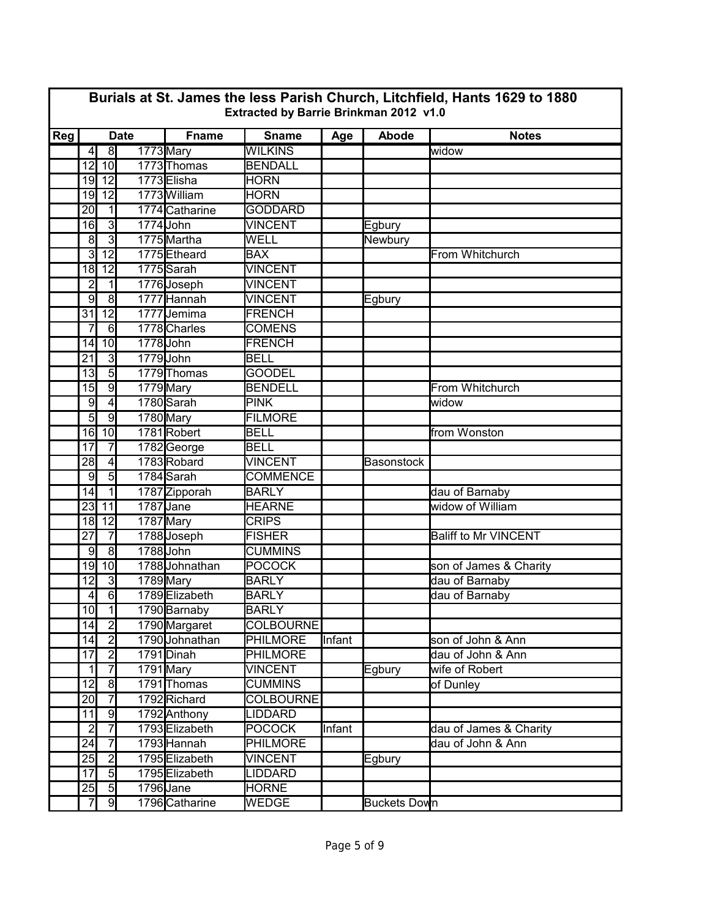# Burials at St. James the less Parish Church, Litchfield, Hants 1629 to 1880

**Extracted by Barrie Brinkman 2012 v1.0**

| Reg | Date | | | Fname | Sname | Age | Abode | Notes |
|---|---|---|---|---|---|---|---|---|
| | 4 | 8 | 1773 | Mary | WILKINS | | | widow |
| | 12 | 10 | 1773 | Thomas | BENDALL | | | |
| | 19 | 12 | 1773 | Elisha | HORN | | | |
| | 19 | 12 | 1773 | William | HORN | | | |
| | 20 | 1 | 1774 | Catharine | GODDARD | | | |
| | 16 | 3 | 1774 | John | VINCENT | | Egbury | |
| | 8 | 3 | 1775 | Martha | WELL | | Newbury | |
| | 3 | 12 | 1775 | Etheard | BAX | | | From Whitchurch |
| | 18 | 12 | 1775 | Sarah | VINCENT | | | |
| | 2 | 1 | 1776 | Joseph | VINCENT | | | |
| | 9 | 8 | 1777 | Hannah | VINCENT | | Egbury | |
| | 31 | 12 | 1777 | Jemima | FRENCH | | | |
| | 7 | 6 | 1778 | Charles | COMENS | | | |
| | 14 | 10 | 1778 | John | FRENCH | | | |
| | 21 | 3 | 1779 | John | BELL | | | |
| | 13 | 5 | 1779 | Thomas | GOODEL | | | |
| | 15 | 9 | 1779 | Mary | BENDELL | | | From Whitchurch |
| | 9 | 4 | 1780 | Sarah | PINK | | | widow |
| | 5 | 9 | 1780 | Mary | FILMORE | | | |
| | 16 | 10 | 1781 | Robert | BELL | | | from Wonston |
| | 17 | 7 | 1782 | George | BELL | | | |
| | 28 | 4 | 1783 | Robard | VINCENT | | Basonstock | |
| | 9 | 5 | 1784 | Sarah | COMMENCE | | | |
| | 14 | 1 | 1787 | Zipporah | BARLY | | | dau of Barnaby |
| | 23 | 11 | 1787 | Jane | HEARNE | | | widow of William |
| | 18 | 12 | 1787 | Mary | CRIPS | | | |
| | 27 | 7 | 1788 | Joseph | FISHER | | | Baliff to Mr VINCENT |
| | 9 | 8 | 1788 | John | CUMMINS | | | |
| | 19 | 10 | 1788 | Johnathan | POCOCK | | | son of James & Charity |
| | 12 | 3 | 1789 | Mary | BARLY | | | dau of Barnaby |
| | 4 | 6 | 1789 | Elizabeth | BARLY | | | dau of Barnaby |
| | 10 | 1 | 1790 | Barnaby | BARLY | | | |
| | 14 | 2 | 1790 | Margaret | COLBOURNE | | | |
| | 14 | 2 | 1790 | Johnathan | PHILMORE | Infant | | son of John & Ann |
| | 17 | 2 | 1791 | Dinah | PHILMORE | | | dau of John & Ann |
| | 1 | 7 | 1791 | Mary | VINCENT | | Egbury | wife of Robert |
| | 12 | 8 | 1791 | Thomas | CUMMINS | | | of Dunley |
| | 20 | 7 | 1792 | Richard | COLBOURNE | | | |
| | 11 | 9 | 1792 | Anthony | LIDDARD | | | |
| | 2 | 7 | 1793 | Elizabeth | POCOCK | Infant | | dau of James & Charity |
| | 24 | 7 | 1793 | Hannah | PHILMORE | | | dau of John & Ann |
| | 25 | 2 | 1795 | Elizabeth | VINCENT | | Egbury | |
| | 17 | 5 | 1795 | Elizabeth | LIDDARD | | | |
| | 25 | 5 | 1796 | Jane | HORNE | | | |
| | 7 | 9 | 1796 | Catharine | WEDGE | | Buckets Down | |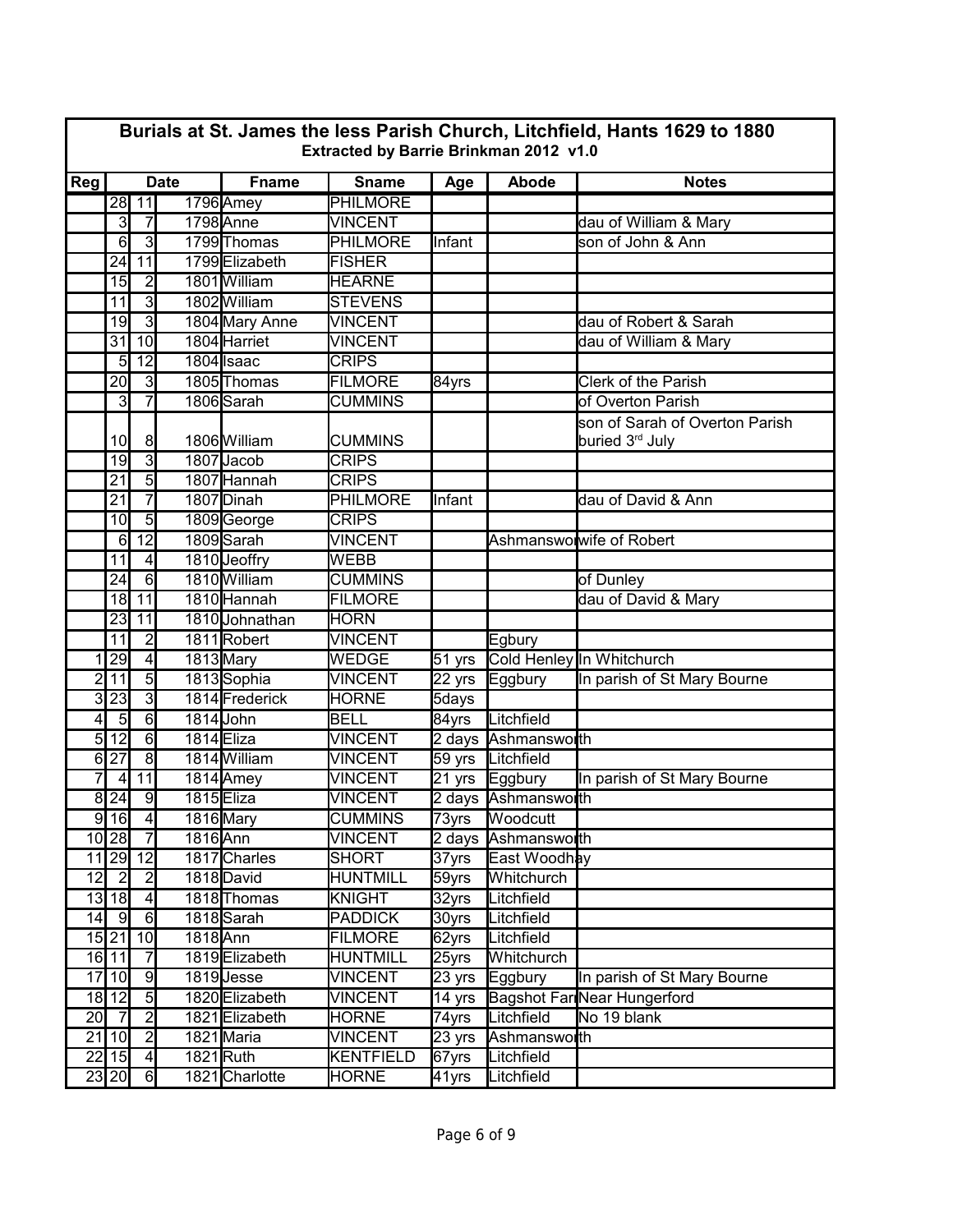# Burials at St. James the less Parish Church, Litchfield, Hants 1629 to 1880

**Extracted by Barrie Brinkman 2012 v1.0**

| Reg | Date | | | Fname | Sname | Age | Abode | Notes |
|---|---|---|---|---|---|---|---|---|
| | 28 | 11 | 1796 | Amey | PHILMORE | | | |
| | 3 | 7 | 1798 | Anne | VINCENT | | | dau of William & Mary |
| | 6 | 3 | 1799 | Thomas | PHILMORE | Infant | | son of John & Ann |
| | 24 | 11 | 1799 | Elizabeth | FISHER | | | |
| | 15 | 2 | 1801 | William | HEARNE | | | |
| | 11 | 3 | 1802 | William | STEVENS | | | |
| | 19 | 3 | 1804 | Mary Anne | VINCENT | | | dau of Robert & Sarah |
| | 31 | 10 | 1804 | Harriet | VINCENT | | | dau of William & Mary |
| | 5 | 12 | 1804 | Isaac | CRIPS | | | |
| | 20 | 3 | 1805 | Thomas | FILMORE | 84yrs | | Clerk of the Parish |
| | 3 | 7 | 1806 | Sarah | CUMMINS | | | of Overton Parish |
| | 10 | 8 | 1806 | William | CUMMINS | | | son of Sarah of Overton Parish buried 3rd July |
| | 19 | 3 | 1807 | Jacob | CRIPS | | | |
| | 21 | 5 | 1807 | Hannah | CRIPS | | | |
| | 21 | 7 | 1807 | Dinah | PHILMORE | Infant | | dau of David & Ann |
| | 10 | 5 | 1809 | George | CRIPS | | | |
| | 6 | 12 | 1809 | Sarah | VINCENT | | Ashmanswo | wife of Robert |
| | 11 | 4 | 1810 | Jeoffry | WEBB | | | |
| | 24 | 6 | 1810 | William | CUMMINS | | | of Dunley |
| | 18 | 11 | 1810 | Hannah | FILMORE | | | dau of David & Mary |
| | 23 | 11 | 1810 | Johnathan | HORN | | | |
| | 11 | 2 | 1811 | Robert | VINCENT | | Egbury | |
| 1 | 29 | 4 | 1813 | Mary | WEDGE | 51 yrs | Cold Henley | In Whitchurch |
| 2 | 11 | 5 | 1813 | Sophia | VINCENT | 22 yrs | Eggbury | In parish of St Mary Bourne |
| 3 | 23 | 3 | 1814 | Frederick | HORNE | 5days | | |
| 4 | 5 | 6 | 1814 | John | BELL | 84yrs | Litchfield | |
| 5 | 12 | 6 | 1814 | Eliza | VINCENT | 2 days | Ashmansworth | |
| 6 | 27 | 8 | 1814 | William | VINCENT | 59 yrs | Litchfield | |
| 7 | 4 | 11 | 1814 | Amey | VINCENT | 21 yrs | Eggbury | In parish of St Mary Bourne |
| 8 | 24 | 9 | 1815 | Eliza | VINCENT | 2 days | Ashmansworth | |
| 9 | 16 | 4 | 1816 | Mary | CUMMINS | 73yrs | Woodcutt | |
| 10 | 28 | 7 | 1816 | Ann | VINCENT | 2 days | Ashmansworth | |
| 11 | 29 | 12 | 1817 | Charles | SHORT | 37yrs | East Woodhay | |
| 12 | 2 | 2 | 1818 | David | HUNTMILL | 59yrs | Whitchurch | |
| 13 | 18 | 4 | 1818 | Thomas | KNIGHT | 32yrs | Litchfield | |
| 14 | 9 | 6 | 1818 | Sarah | PADDICK | 30yrs | Litchfield | |
| 15 | 21 | 10 | 1818 | Ann | FILMORE | 62yrs | Litchfield | |
| 16 | 11 | 7 | 1819 | Elizabeth | HUNTMILL | 25yrs | Whitchurch | |
| 17 | 10 | 9 | 1819 | Jesse | VINCENT | 23 yrs | Eggbury | In parish of St Mary Bourne |
| 18 | 12 | 5 | 1820 | Elizabeth | VINCENT | 14 yrs | Bagshot Far | Near Hungerford |
| 20 | 7 | 2 | 1821 | Elizabeth | HORNE | 74yrs | Litchfield | No 19 blank |
| 21 | 10 | 2 | 1821 | Maria | VINCENT | 23 yrs | Ashmansworth | |
| 22 | 15 | 4 | 1821 | Ruth | KENTFIELD | 67yrs | Litchfield | |
| 23 | 20 | 6 | 1821 | Charlotte | HORNE | 41yrs | Litchfield | |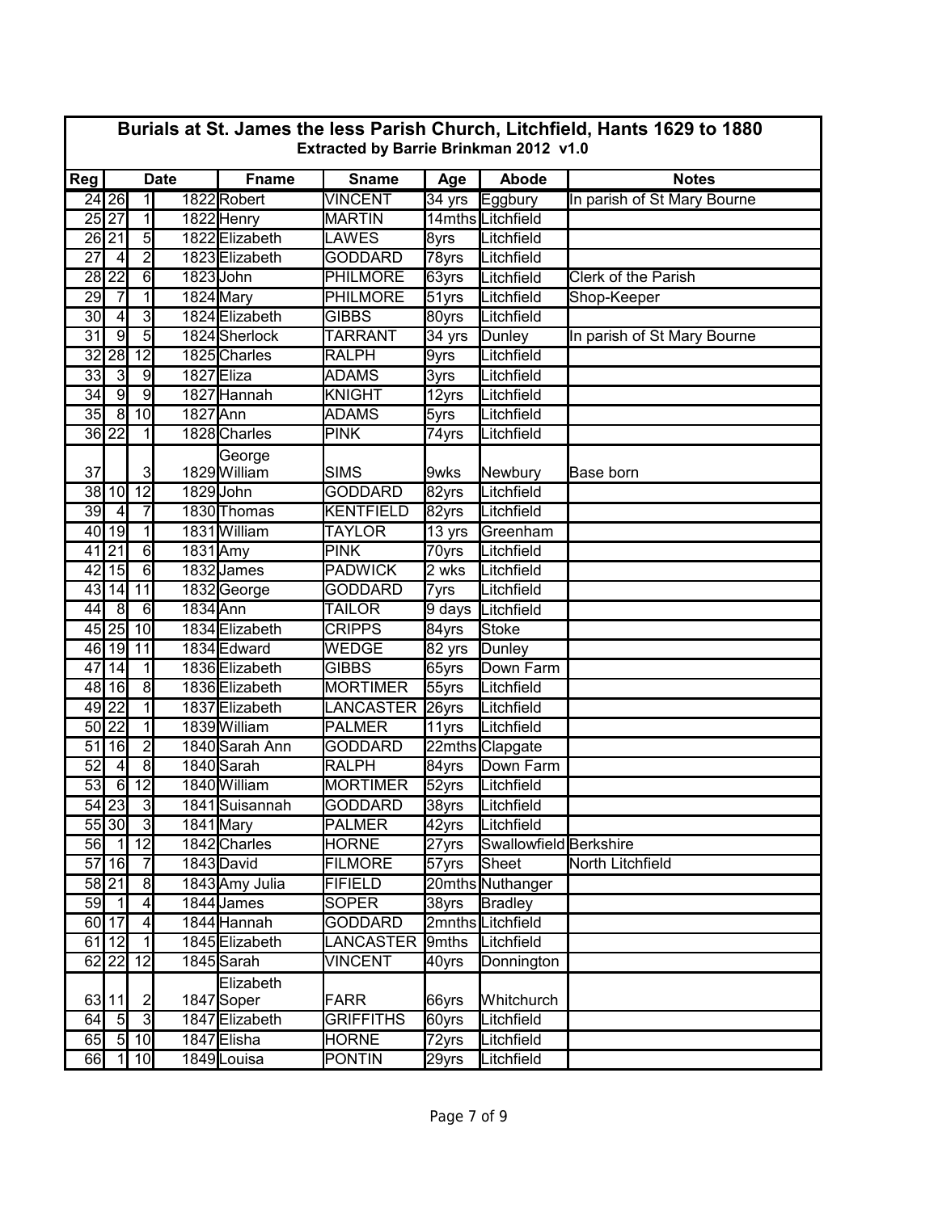## Burials at St. James the less Parish Church, Litchfield, Hants 1629 to 1880

**Extracted by Barrie Brinkman 2012 v1.0**

| Reg | Date | | | Fname | Sname | Age | Abode | Notes |
|---|---|---|---|---|---|---|---|---|
| 24 | 26 | 1 | 1822 | Robert | VINCENT | 34 yrs | Eggbury | In parish of St Mary Bourne |
| 25 | 27 | 1 | 1822 | Henry | MARTIN | 14mths | Litchfield | |
| 26 | 21 | 5 | 1822 | Elizabeth | LAWES | 8yrs | Litchfield | |
| 27 | 4 | 2 | 1823 | Elizabeth | GODDARD | 78yrs | Litchfield | |
| 28 | 22 | 6 | 1823 | John | PHILMORE | 63yrs | Litchfield | Clerk of the Parish |
| 29 | 7 | 1 | 1824 | Mary | PHILMORE | 51yrs | Litchfield | Shop-Keeper |
| 30 | 4 | 3 | 1824 | Elizabeth | GIBBS | 80yrs | Litchfield | |
| 31 | 9 | 5 | 1824 | Sherlock | TARRANT | 34 yrs | Dunley | In parish of St Mary Bourne |
| 32 | 28 | 12 | 1825 | Charles | RALPH | 9yrs | Litchfield | |
| 33 | 3 | 9 | 1827 | Eliza | ADAMS | 3yrs | Litchfield | |
| 34 | 9 | 9 | 1827 | Hannah | KNIGHT | 12yrs | Litchfield | |
| 35 | 8 | 10 | 1827 | Ann | ADAMS | 5yrs | Litchfield | |
| 36 | 22 | 1 | 1828 | Charles | PINK | 74yrs | Litchfield | |
| 37 | | 3 | 1829 | George William | SIMS | 9wks | Newbury | Base born |
| 38 | 10 | 12 | 1829 | John | GODDARD | 82yrs | Litchfield | |
| 39 | 4 | 7 | 1830 | Thomas | KENTFIELD | 82yrs | Litchfield | |
| 40 | 19 | 1 | 1831 | William | TAYLOR | 13 yrs | Greenham | |
| 41 | 21 | 6 | 1831 | Amy | PINK | 70yrs | Litchfield | |
| 42 | 15 | 6 | 1832 | James | PADWICK | 2 wks | Litchfield | |
| 43 | 14 | 11 | 1832 | George | GODDARD | 7yrs | Litchfield | |
| 44 | 8 | 6 | 1834 | Ann | TAILOR | 9 days | Litchfield | |
| 45 | 25 | 10 | 1834 | Elizabeth | CRIPPS | 84yrs | Stoke | |
| 46 | 19 | 11 | 1834 | Edward | WEDGE | 82 yrs | Dunley | |
| 47 | 14 | 1 | 1836 | Elizabeth | GIBBS | 65yrs | Down Farm | |
| 48 | 16 | 8 | 1836 | Elizabeth | MORTIMER | 55yrs | Litchfield | |
| 49 | 22 | 1 | 1837 | Elizabeth | LANCASTER | 26yrs | Litchfield | |
| 50 | 22 | 1 | 1839 | William | PALMER | 11yrs | Litchfield | |
| 51 | 16 | 2 | 1840 | Sarah Ann | GODDARD | 22mths | Clapgate | |
| 52 | 4 | 8 | 1840 | Sarah | RALPH | 84yrs | Down Farm | |
| 53 | 6 | 12 | 1840 | William | MORTIMER | 52yrs | Litchfield | |
| 54 | 23 | 3 | 1841 | Suisannah | GODDARD | 38yrs | Litchfield | |
| 55 | 30 | 3 | 1841 | Mary | PALMER | 42yrs | Litchfield | |
| 56 | 1 | 12 | 1842 | Charles | HORNE | 27yrs | Swallowfield Berkshire | |
| 57 | 16 | 7 | 1843 | David | FILMORE | 57yrs | Sheet | North Litchfield |
| 58 | 21 | 8 | 1843 | Amy Julia | FIFIELD | 20mths | Nuthanger | |
| 59 | 1 | 4 | 1844 | James | SOPER | 38yrs | Bradley | |
| 60 | 17 | 4 | 1844 | Hannah | GODDARD | 2mnths | Litchfield | |
| 61 | 12 | 1 | 1845 | Elizabeth | LANCASTER | 9mths | Litchfield | |
| 62 | 22 | 12 | 1845 | Sarah | VINCENT | 40yrs | Donnington | |
| 63 | 11 | 2 | 1847 | Elizabeth Soper | FARR | 66yrs | Whitchurch | |
| 64 | 5 | 3 | 1847 | Elizabeth | GRIFFITHS | 60yrs | Litchfield | |
| 65 | 5 | 10 | 1847 | Elisha | HORNE | 72yrs | Litchfield | |
| 66 | 1 | 10 | 1849 | Louisa | PONTIN | 29yrs | Litchfield | |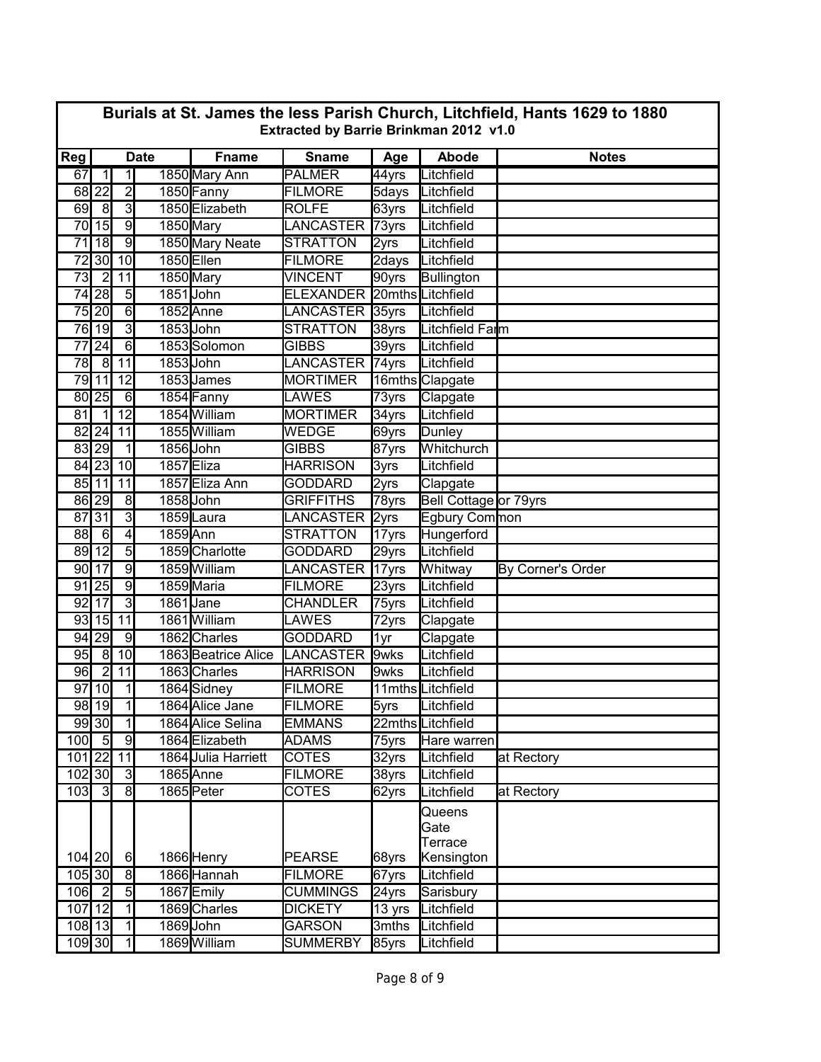# Burials at St. James the less Parish Church, Litchfield, Hants 1629 to 1880

**Extracted by Barrie Brinkman 2012 v1.0**

| Reg | Date | | | Fname | Sname | Age | Abode | Notes |
|---|---|---|---|---|---|---|---|---|
| 67 | 1 | 1 | 1850 | Mary Ann | PALMER | 44yrs | Litchfield | |
| 68 | 22 | 2 | 1850 | Fanny | FILMORE | 5days | Litchfield | |
| 69 | 8 | 3 | 1850 | Elizabeth | ROLFE | 63yrs | Litchfield | |
| 70 | 15 | 9 | 1850 | Mary | LANCASTER | 73yrs | Litchfield | |
| 71 | 18 | 9 | 1850 | Mary Neate | STRATTON | 2yrs | Litchfield | |
| 72 | 30 | 10 | 1850 | Ellen | FILMORE | 2days | Litchfield | |
| 73 | 2 | 11 | 1850 | Mary | VINCENT | 90yrs | Bullington | |
| 74 | 28 | 5 | 1851 | John | ELEXANDER | 20mths | Litchfield | |
| 75 | 20 | 6 | 1852 | Anne | LANCASTER | 35yrs | Litchfield | |
| 76 | 19 | 3 | 1853 | John | STRATTON | 38yrs | Litchfield Farm | |
| 77 | 24 | 6 | 1853 | Solomon | GIBBS | 39yrs | Litchfield | |
| 78 | 8 | 11 | 1853 | John | LANCASTER | 74yrs | Litchfield | |
| 79 | 11 | 12 | 1853 | James | MORTIMER | 16mths | Clapgate | |
| 80 | 25 | 6 | 1854 | Fanny | LAWES | 73yrs | Clapgate | |
| 81 | 1 | 12 | 1854 | William | MORTIMER | 34yrs | Litchfield | |
| 82 | 24 | 11 | 1855 | William | WEDGE | 69yrs | Dunley | |
| 83 | 29 | 1 | 1856 | John | GIBBS | 87yrs | Whitchurch | |
| 84 | 23 | 10 | 1857 | Eliza | HARRISON | 3yrs | Litchfield | |
| 85 | 11 | 11 | 1857 | Eliza Ann | GODDARD | 2yrs | Clapgate | |
| 86 | 29 | 8 | 1858 | John | GRIFFITHS | 78yrs | Bell Cottage or 79yrs | |
| 87 | 31 | 3 | 1859 | Laura | LANCASTER | 2yrs | Egbury Common | |
| 88 | 6 | 4 | 1859 | Ann | STRATTON | 17yrs | Hungerford | |
| 89 | 12 | 5 | 1859 | Charlotte | GODDARD | 29yrs | Litchfield | |
| 90 | 17 | 9 | 1859 | William | LANCASTER | 17yrs | Whitway | By Corner's Order |
| 91 | 25 | 9 | 1859 | Maria | FILMORE | 23yrs | Litchfield | |
| 92 | 17 | 3 | 1861 | Jane | CHANDLER | 75yrs | Litchfield | |
| 93 | 15 | 11 | 1861 | William | LAWES | 72yrs | Clapgate | |
| 94 | 29 | 9 | 1862 | Charles | GODDARD | 1yr | Clapgate | |
| 95 | 8 | 10 | 1863 | Beatrice Alice | LANCASTER | 9wks | Litchfield | |
| 96 | 2 | 11 | 1863 | Charles | HARRISON | 9wks | Litchfield | |
| 97 | 10 | 1 | 1864 | Sidney | FILMORE | 11mths | Litchfield | |
| 98 | 19 | 1 | 1864 | Alice Jane | FILMORE | 5yrs | Litchfield | |
| 99 | 30 | 1 | 1864 | Alice Selina | EMMANS | 22mths | Litchfield | |
| 100 | 5 | 9 | 1864 | Elizabeth | ADAMS | 75yrs | Hare warren | |
| 101 | 22 | 11 | 1864 | Julia Harriett | COTES | 32yrs | Litchfield | at Rectory |
| 102 | 30 | 3 | 1865 | Anne | FILMORE | 38yrs | Litchfield | |
| 103 | 3 | 8 | 1865 | Peter | COTES | 62yrs | Litchfield | at Rectory |
| 104 | 20 | 6 | 1866 | Henry | PEARSE | 68yrs | Queens Gate Terrace Kensington | |
| 105 | 30 | 8 | 1866 | Hannah | FILMORE | 67yrs | Litchfield | |
| 106 | 2 | 5 | 1867 | Emily | CUMMINGS | 24yrs | Sarisbury | |
| 107 | 12 | 1 | 1869 | Charles | DICKETY | 13 yrs | Litchfield | |
| 108 | 13 | 1 | 1869 | John | GARSON | 3mths | Litchfield | |
| 109 | 30 | 1 | 1869 | William | SUMMERBY | 85yrs | Litchfield | |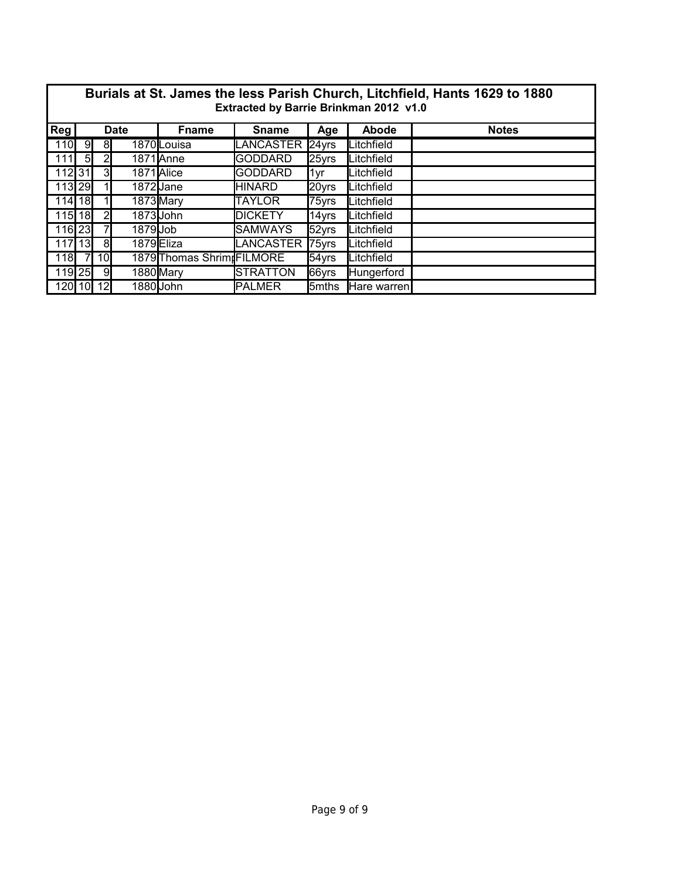## Burials at St. James the less Parish Church, Litchfield, Hants 1629 to 1880

**Extracted by Barrie Brinkman 2012 v1.0**

| Reg | Date | | | Fname | Sname | Age | Abode | Notes |
|---|---|---|---|---|---|---|---|---|
| 110 | 9 | 8 | 1870 | Louisa | LANCASTER | 24yrs | Litchfield | |
| 111 | 5 | 2 | 1871 | Anne | GODDARD | 25yrs | Litchfield | |
| 112 | 31 | 3 | 1871 | Alice | GODDARD | 1yr | Litchfield | |
| 113 | 29 | 1 | 1872 | Jane | HINARD | 20yrs | Litchfield | |
| 114 | 18 | 1 | 1873 | Mary | TAYLOR | 75yrs | Litchfield | |
| 115 | 18 | 2 | 1873 | John | DICKETY | 14yrs | Litchfield | |
| 116 | 23 | 7 | 1879 | Job | SAMWAYS | 52yrs | Litchfield | |
| 117 | 13 | 8 | 1879 | Eliza | LANCASTER | 75yrs | Litchfield | |
| 118 | 7 | 10 | 1879 | Thomas Shrimp | FILMORE | 54yrs | Litchfield | |
| 119 | 25 | 9 | 1880 | Mary | STRATTON | 66yrs | Hungerford | |
| 120 | 10 | 12 | 1880 | John | PALMER | 5mths | Hare warren | |